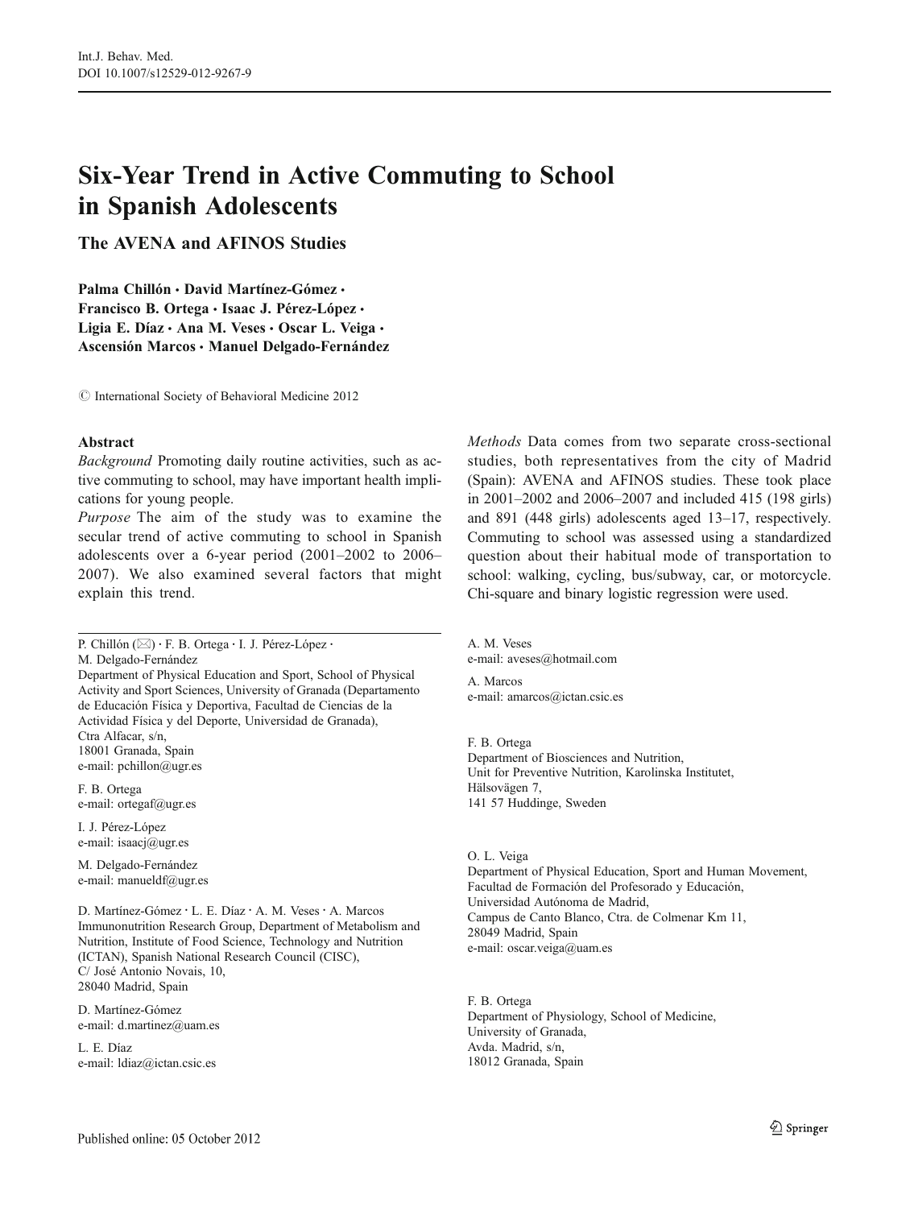# Six-Year Trend in Active Commuting to School in Spanish Adolescents

## The AVENA and AFINOS Studies

**Palma Chillón · David Martínez-Gómez · Francisco B. Ortega · Isaac J. Pérez-López · Ligia E. Díaz · Ana M. Veses · Oscar L. Veiga · Ascensión Marcos · Manuel Delgado-Fernández**

© International Society of Behavioral Medicine 2012

### Abstract

*Background* Promoting daily routine activities, such as active commuting to school, may have important health implications for young people.

*Purpose* The aim of the study was to examine the secular trend of active commuting to school in Spanish adolescents over a 6-year period (2001–2002 to 2006–2007). We also examined several factors that might explain this trend.

*Methods* Data comes from two separate cross-sectional studies, both representatives from the city of Madrid (Spain): AVENA and AFINOS studies. These took place in 2001–2002 and 2006–2007 and included 415 (198 girls) and 891 (448 girls) adolescents aged 13–17, respectively. Commuting to school was assessed using a standardized question about their habitual mode of transportation to school: walking, cycling, bus/subway, car, or motorcycle. Chi-square and binary logistic regression were used.

---

P. Chillón (✉) · F. B. Ortega · I. J. Pérez-López · M. Delgado-Fernández
Department of Physical Education and Sport, School of Physical Activity and Sport Sciences, University of Granada (Departamento de Educación Física y Deportiva, Facultad de Ciencias de la Actividad Física y del Deporte, Universidad de Granada), Ctra Alfacar, s/n, 18001 Granada, Spain
e-mail: pchillon@ugr.es

F. B. Ortega
e-mail: ortegaf@ugr.es

I. J. Pérez-López
e-mail: isaacj@ugr.es

M. Delgado-Fernández
e-mail: manueldf@ugr.es

D. Martínez-Gómez · L. E. Díaz · A. M. Veses · A. Marcos
Immunonutrition Research Group, Department of Metabolism and Nutrition, Institute of Food Science, Technology and Nutrition (ICTAN), Spanish National Research Council (CISC), C/ José Antonio Novais, 10, 28040 Madrid, Spain

D. Martínez-Gómez
e-mail: d.martinez@uam.es

L. E. Díaz
e-mail: ldiaz@ictan.csic.es

A. M. Veses
e-mail: aveses@hotmail.com

A. Marcos
e-mail: amarcos@ictan.csic.es

F. B. Ortega
Department of Biosciences and Nutrition, Unit for Preventive Nutrition, Karolinska Institutet, Hälsovägen 7, 141 57 Huddinge, Sweden

O. L. Veiga
Department of Physical Education, Sport and Human Movement, Facultad de Formación del Profesorado y Educación, Universidad Autónoma de Madrid, Campus de Canto Blanco, Ctra. de Colmenar Km 11, 28049 Madrid, Spain
e-mail: oscar.veiga@uam.es

F. B. Ortega
Department of Physiology, School of Medicine, University of Granada, Avda. Madrid, s/n, 18012 Granada, Spain

Published online: 05 October 2012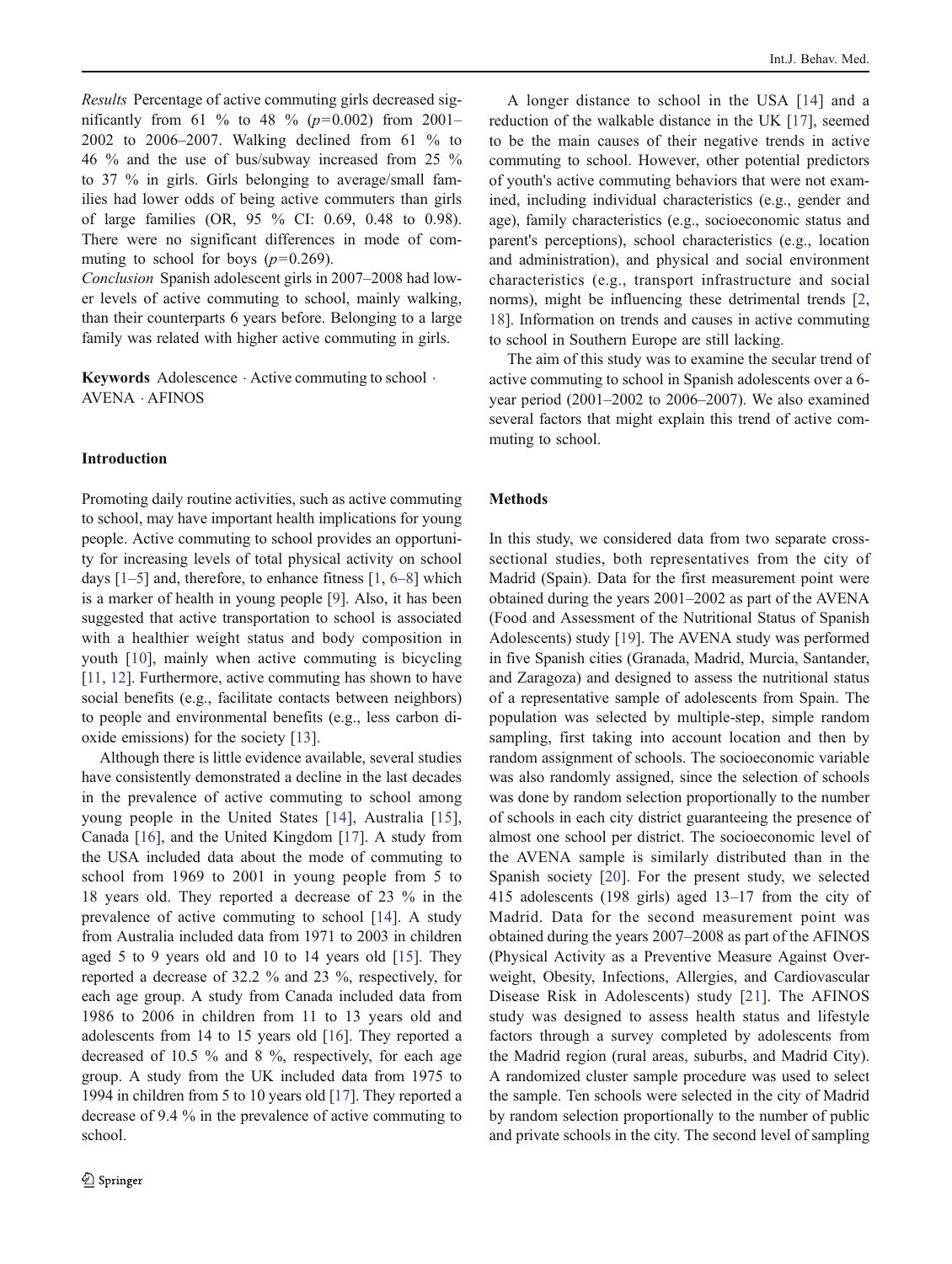*Results* Percentage of active commuting girls decreased significantly from 61 % to 48 % ($p$=0.002) from 2001–2002 to 2006–2007. Walking declined from 61 % to 46 % and the use of bus/subway increased from 25 % to 37 % in girls. Girls belonging to average/small families had lower odds of being active commuters than girls of large families (OR, 95 % CI: 0.69, 0.48 to 0.98). There were no significant differences in mode of commuting to school for boys ($p$=0.269).

*Conclusion* Spanish adolescent girls in 2007–2008 had lower levels of active commuting to school, mainly walking, than their counterparts 6 years before. Belonging to a large family was related with higher active commuting in girls.

**Keywords** Adolescence · Active commuting to school · AVENA · AFINOS

## Introduction

Promoting daily routine activities, such as active commuting to school, may have important health implications for young people. Active commuting to school provides an opportunity for increasing levels of total physical activity on school days [1–5] and, therefore, to enhance fitness [1, 6–8] which is a marker of health in young people [9]. Also, it has been suggested that active transportation to school is associated with a healthier weight status and body composition in youth [10], mainly when active commuting is bicycling [11, 12]. Furthermore, active commuting has shown to have social benefits (e.g., facilitate contacts between neighbors) to people and environmental benefits (e.g., less carbon dioxide emissions) for the society [13].

Although there is little evidence available, several studies have consistently demonstrated a decline in the last decades in the prevalence of active commuting to school among young people in the United States [14], Australia [15], Canada [16], and the United Kingdom [17]. A study from the USA included data about the mode of commuting to school from 1969 to 2001 in young people from 5 to 18 years old. They reported a decrease of 23 % in the prevalence of active commuting to school [14]. A study from Australia included data from 1971 to 2003 in children aged 5 to 9 years old and 10 to 14 years old [15]. They reported a decrease of 32.2 % and 23 %, respectively, for each age group. A study from Canada included data from 1986 to 2006 in children from 11 to 13 years old and adolescents from 14 to 15 years old [16]. They reported a decreased of 10.5 % and 8 %, respectively, for each age group. A study from the UK included data from 1975 to 1994 in children from 5 to 10 years old [17]. They reported a decrease of 9.4 % in the prevalence of active commuting to school.

A longer distance to school in the USA [14] and a reduction of the walkable distance in the UK [17], seemed to be the main causes of their negative trends in active commuting to school. However, other potential predictors of youth's active commuting behaviors that were not examined, including individual characteristics (e.g., gender and age), family characteristics (e.g., socioeconomic status and parent's perceptions), school characteristics (e.g., location and administration), and physical and social environment characteristics (e.g., transport infrastructure and social norms), might be influencing these detrimental trends [2, 18]. Information on trends and causes in active commuting to school in Southern Europe are still lacking.

The aim of this study was to examine the secular trend of active commuting to school in Spanish adolescents over a 6-year period (2001–2002 to 2006–2007). We also examined several factors that might explain this trend of active commuting to school.

## Methods

In this study, we considered data from two separate cross-sectional studies, both representatives from the city of Madrid (Spain). Data for the first measurement point were obtained during the years 2001–2002 as part of the AVENA (Food and Assessment of the Nutritional Status of Spanish Adolescents) study [19]. The AVENA study was performed in five Spanish cities (Granada, Madrid, Murcia, Santander, and Zaragoza) and designed to assess the nutritional status of a representative sample of adolescents from Spain. The population was selected by multiple-step, simple random sampling, first taking into account location and then by random assignment of schools. The socioeconomic variable was also randomly assigned, since the selection of schools was done by random selection proportionally to the number of schools in each city district guaranteeing the presence of almost one school per district. The socioeconomic level of the AVENA sample is similarly distributed than in the Spanish society [20]. For the present study, we selected 415 adolescents (198 girls) aged 13–17 from the city of Madrid. Data for the second measurement point was obtained during the years 2007–2008 as part of the AFINOS (Physical Activity as a Preventive Measure Against Overweight, Obesity, Infections, Allergies, and Cardiovascular Disease Risk in Adolescents) study [21]. The AFINOS study was designed to assess health status and lifestyle factors through a survey completed by adolescents from the Madrid region (rural areas, suburbs, and Madrid City). A randomized cluster sample procedure was used to select the sample. Ten schools were selected in the city of Madrid by random selection proportionally to the number of public and private schools in the city. The second level of sampling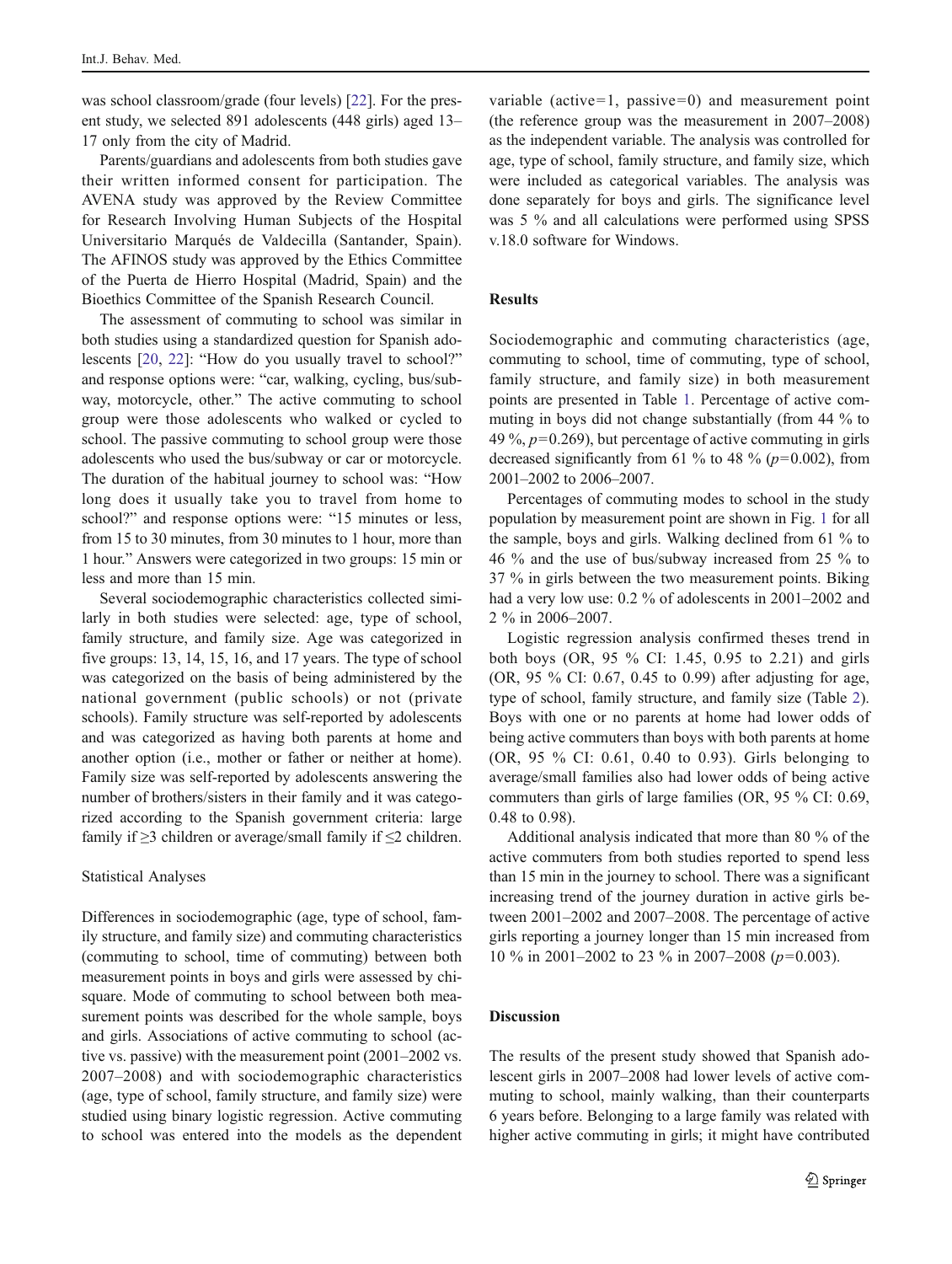was school classroom/grade (four levels) [22]. For the present study, we selected 891 adolescents (448 girls) aged 13–17 only from the city of Madrid.

Parents/guardians and adolescents from both studies gave their written informed consent for participation. The AVENA study was approved by the Review Committee for Research Involving Human Subjects of the Hospital Universitario Marqués de Valdecilla (Santander, Spain). The AFINOS study was approved by the Ethics Committee of the Puerta de Hierro Hospital (Madrid, Spain) and the Bioethics Committee of the Spanish Research Council.

The assessment of commuting to school was similar in both studies using a standardized question for Spanish adolescents [20, 22]: "How do you usually travel to school?" and response options were: "car, walking, cycling, bus/subway, motorcycle, other." The active commuting to school group were those adolescents who walked or cycled to school. The passive commuting to school group were those adolescents who used the bus/subway or car or motorcycle. The duration of the habitual journey to school was: "How long does it usually take you to travel from home to school?" and response options were: "15 minutes or less, from 15 to 30 minutes, from 30 minutes to 1 hour, more than 1 hour." Answers were categorized in two groups: 15 min or less and more than 15 min.

Several sociodemographic characteristics collected similarly in both studies were selected: age, type of school, family structure, and family size. Age was categorized in five groups: 13, 14, 15, 16, and 17 years. The type of school was categorized on the basis of being administered by the national government (public schools) or not (private schools). Family structure was self-reported by adolescents and was categorized as having both parents at home and another option (i.e., mother or father or neither at home). Family size was self-reported by adolescents answering the number of brothers/sisters in their family and it was categorized according to the Spanish government criteria: large family if ≥3 children or average/small family if ≤2 children.

### Statistical Analyses

Differences in sociodemographic (age, type of school, family structure, and family size) and commuting characteristics (commuting to school, time of commuting) between both measurement points in boys and girls were assessed by chi-square. Mode of commuting to school between both measurement points was described for the whole sample, boys and girls. Associations of active commuting to school (active vs. passive) with the measurement point (2001–2002 vs. 2007–2008) and with sociodemographic characteristics (age, type of school, family structure, and family size) were studied using binary logistic regression. Active commuting to school was entered into the models as the dependent variable (active=1, passive=0) and measurement point (the reference group was the measurement in 2007–2008) as the independent variable. The analysis was controlled for age, type of school, family structure, and family size, which were included as categorical variables. The analysis was done separately for boys and girls. The significance level was 5 % and all calculations were performed using SPSS v.18.0 software for Windows.

## Results

Sociodemographic and commuting characteristics (age, commuting to school, time of commuting, type of school, family structure, and family size) in both measurement points are presented in Table 1. Percentage of active commuting in boys did not change substantially (from 44 % to 49 %, $p=0.269$), but percentage of active commuting in girls decreased significantly from 61 % to 48 % ($p=0.002$), from 2001–2002 to 2006–2007.

Percentages of commuting modes to school in the study population by measurement point are shown in Fig. 1 for all the sample, boys and girls. Walking declined from 61 % to 46 % and the use of bus/subway increased from 25 % to 37 % in girls between the two measurement points. Biking had a very low use: 0.2 % of adolescents in 2001–2002 and 2 % in 2006–2007.

Logistic regression analysis confirmed theses trend in both boys (OR, 95 % CI: 1.45, 0.95 to 2.21) and girls (OR, 95 % CI: 0.67, 0.45 to 0.99) after adjusting for age, type of school, family structure, and family size (Table 2). Boys with one or no parents at home had lower odds of being active commuters than boys with both parents at home (OR, 95 % CI: 0.61, 0.40 to 0.93). Girls belonging to average/small families also had lower odds of being active commuters than girls of large families (OR, 95 % CI: 0.69, 0.48 to 0.98).

Additional analysis indicated that more than 80 % of the active commuters from both studies reported to spend less than 15 min in the journey to school. There was a significant increasing trend of the journey duration in active girls between 2001–2002 and 2007–2008. The percentage of active girls reporting a journey longer than 15 min increased from 10 % in 2001–2002 to 23 % in 2007–2008 ($p=0.003$).

## Discussion

The results of the present study showed that Spanish adolescent girls in 2007–2008 had lower levels of active commuting to school, mainly walking, than their counterparts 6 years before. Belonging to a large family was related with higher active commuting in girls; it might have contributed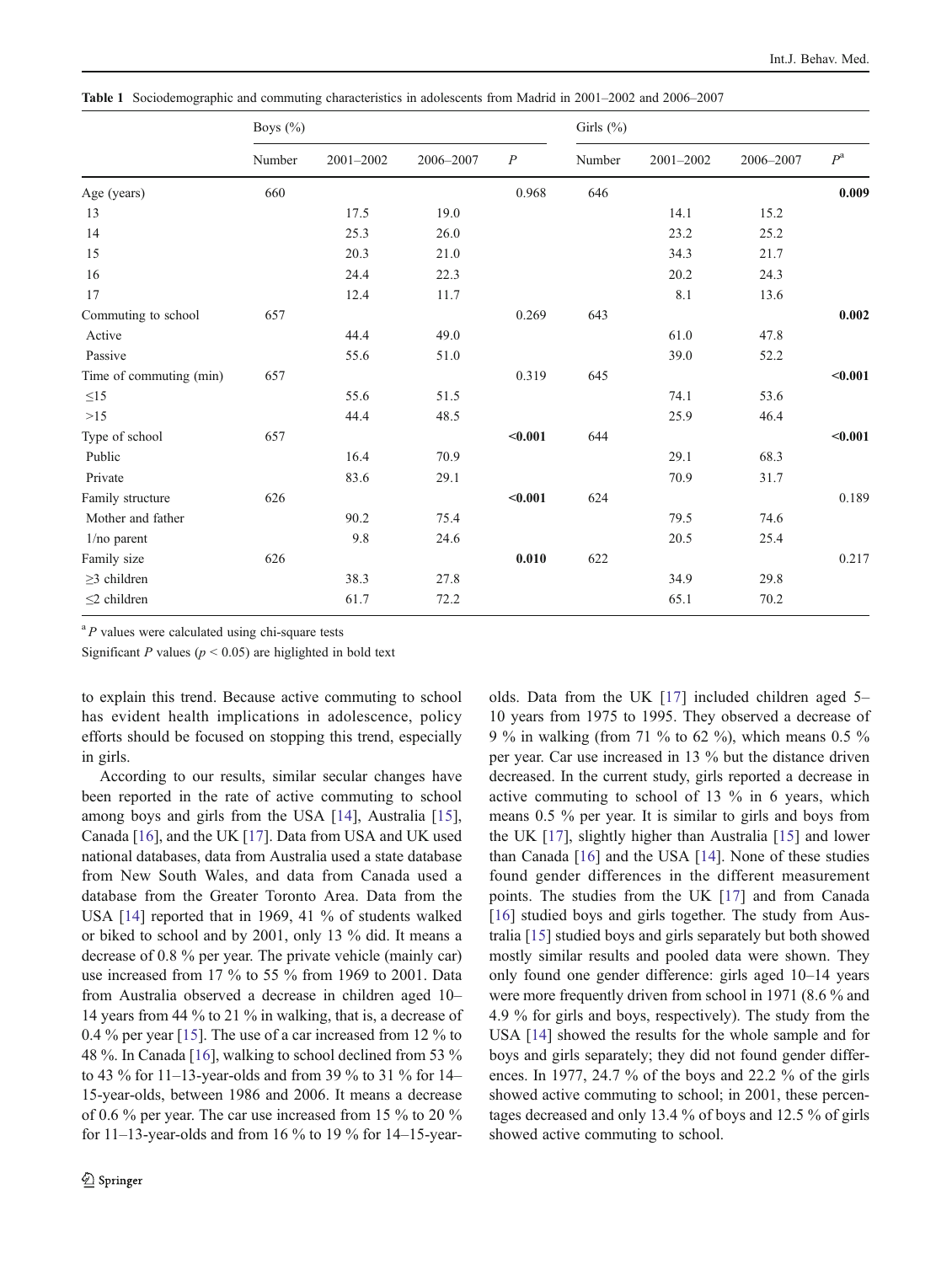**Table 1** Sociodemographic and commuting characteristics in adolescents from Madrid in 2001–2002 and 2006–2007

| | Boys (%) | | | | Girls (%) | | | |
|---|---|---|---|---|---|---|---|---|
| | Number | 2001–2002 | 2006–2007 | *P* | Number | 2001–2002 | 2006–2007 | *P*[a] |
| Age (years) | 660 | | | 0.968 | 646 | | | **0.009** |
| 13 | | 17.5 | 19.0 | | | 14.1 | 15.2 | |
| 14 | | 25.3 | 26.0 | | | 23.2 | 25.2 | |
| 15 | | 20.3 | 21.0 | | | 34.3 | 21.7 | |
| 16 | | 24.4 | 22.3 | | | 20.2 | 24.3 | |
| 17 | | 12.4 | 11.7 | | | 8.1 | 13.6 | |
| Commuting to school | 657 | | | 0.269 | 643 | | | **0.002** |
| Active | | 44.4 | 49.0 | | | 61.0 | 47.8 | |
| Passive | | 55.6 | 51.0 | | | 39.0 | 52.2 | |
| Time of commuting (min) | 657 | | | 0.319 | 645 | | | **<0.001** |
| ≤15 | | 55.6 | 51.5 | | | 74.1 | 53.6 | |
| >15 | | 44.4 | 48.5 | | | 25.9 | 46.4 | |
| Type of school | 657 | | | **<0.001** | 644 | | | **<0.001** |
| Public | | 16.4 | 70.9 | | | 29.1 | 68.3 | |
| Private | | 83.6 | 29.1 | | | 70.9 | 31.7 | |
| Family structure | 626 | | | **<0.001** | 624 | | | 0.189 |
| Mother and father | | 90.2 | 75.4 | | | 79.5 | 74.6 | |
| 1/no parent | | 9.8 | 24.6 | | | 20.5 | 25.4 | |
| Family size | 626 | | | **0.010** | 622 | | | 0.217 |
| ≥3 children | | 38.3 | 27.8 | | | 34.9 | 29.8 | |
| ≤2 children | | 61.7 | 72.2 | | | 65.1 | 70.2 | |

[a] *P* values were calculated using chi-square tests

Significant *P* values ($p < 0.05$) are higlighted in bold text

to explain this trend. Because active commuting to school has evident health implications in adolescence, policy efforts should be focused on stopping this trend, especially in girls.

According to our results, similar secular changes have been reported in the rate of active commuting to school among boys and girls from the USA [14], Australia [15], Canada [16], and the UK [17]. Data from USA and UK used national databases, data from Australia used a state database from New South Wales, and data from Canada used a database from the Greater Toronto Area. Data from the USA [14] reported that in 1969, 41 % of students walked or biked to school and by 2001, only 13 % did. It means a decrease of 0.8 % per year. The private vehicle (mainly car) use increased from 17 % to 55 % from 1969 to 2001. Data from Australia observed a decrease in children aged 10–14 years from 44 % to 21 % in walking, that is, a decrease of 0.4 % per year [15]. The use of a car increased from 12 % to 48 %. In Canada [16], walking to school declined from 53 % to 43 % for 11–13-year-olds and from 39 % to 31 % for 14–15-year-olds, between 1986 and 2006. It means a decrease of 0.6 % per year. The car use increased from 15 % to 20 % for 11–13-year-olds and from 16 % to 19 % for 14–15-year-olds. Data from the UK [17] included children aged 5–10 years from 1975 to 1995. They observed a decrease of 9 % in walking (from 71 % to 62 %), which means 0.5 % per year. Car use increased in 13 % but the distance driven decreased. In the current study, girls reported a decrease in active commuting to school of 13 % in 6 years, which means 0.5 % per year. It is similar to girls and boys from the UK [17], slightly higher than Australia [15] and lower than Canada [16] and the USA [14]. None of these studies found gender differences in the different measurement points. The studies from the UK [17] and from Canada [16] studied boys and girls together. The study from Australia [15] studied boys and girls separately but both showed mostly similar results and pooled data were shown. They only found one gender difference: girls aged 10–14 years were more frequently driven from school in 1971 (8.6 % and 4.9 % for girls and boys, respectively). The study from the USA [14] showed the results for the whole sample and for boys and girls separately; they did not found gender differences. In 1977, 24.7 % of the boys and 22.2 % of the girls showed active commuting to school; in 2001, these percentages decreased and only 13.4 % of boys and 12.5 % of girls showed active commuting to school.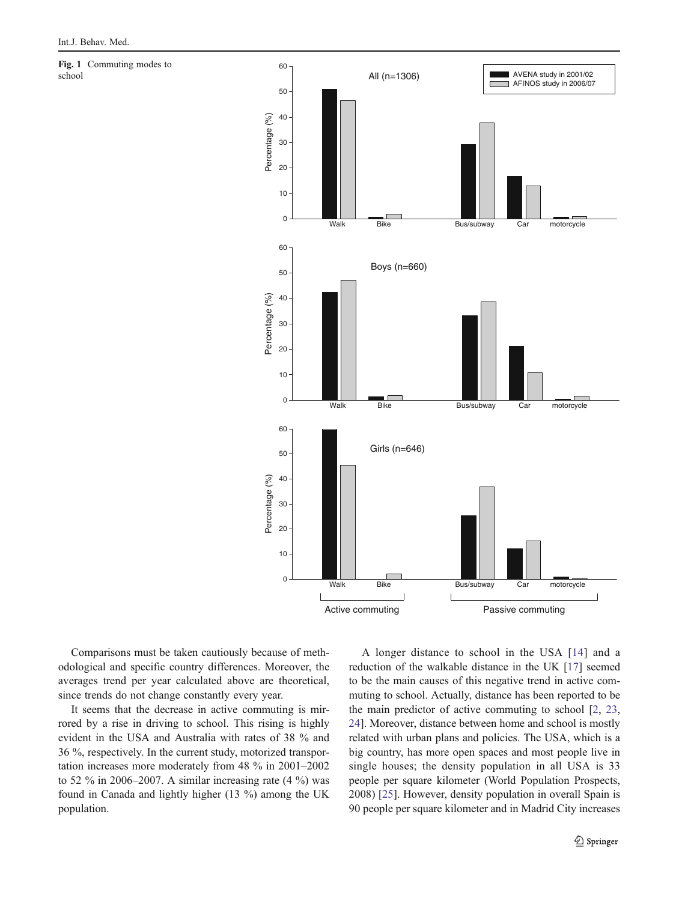Fig. 1 Commuting modes to school

Comparisons must be taken cautiously because of methodological and specific country differences. Moreover, the averages trend per year calculated above are theoretical, since trends do not change constantly every year.

It seems that the decrease in active commuting is mirrored by a rise in driving to school. This rising is highly evident in the USA and Australia with rates of 38 % and 36 %, respectively. In the current study, motorized transportation increases more moderately from 48 % in 2001–2002 to 52 % in 2006–2007. A similar increasing rate (4 %) was found in Canada and lightly higher (13 %) among the UK population.

A longer distance to school in the USA [14] and a reduction of the walkable distance in the UK [17] seemed to be the main causes of this negative trend in active commuting to school. Actually, distance has been reported to be the main predictor of active commuting to school [2, 23, 24]. Moreover, distance between home and school is mostly related with urban plans and policies. The USA, which is a big country, has more open spaces and most people live in single houses; the density population in all USA is 33 people per square kilometer (World Population Prospects, 2008) [25]. However, density population in overall Spain is 90 people per square kilometer and in Madrid City increases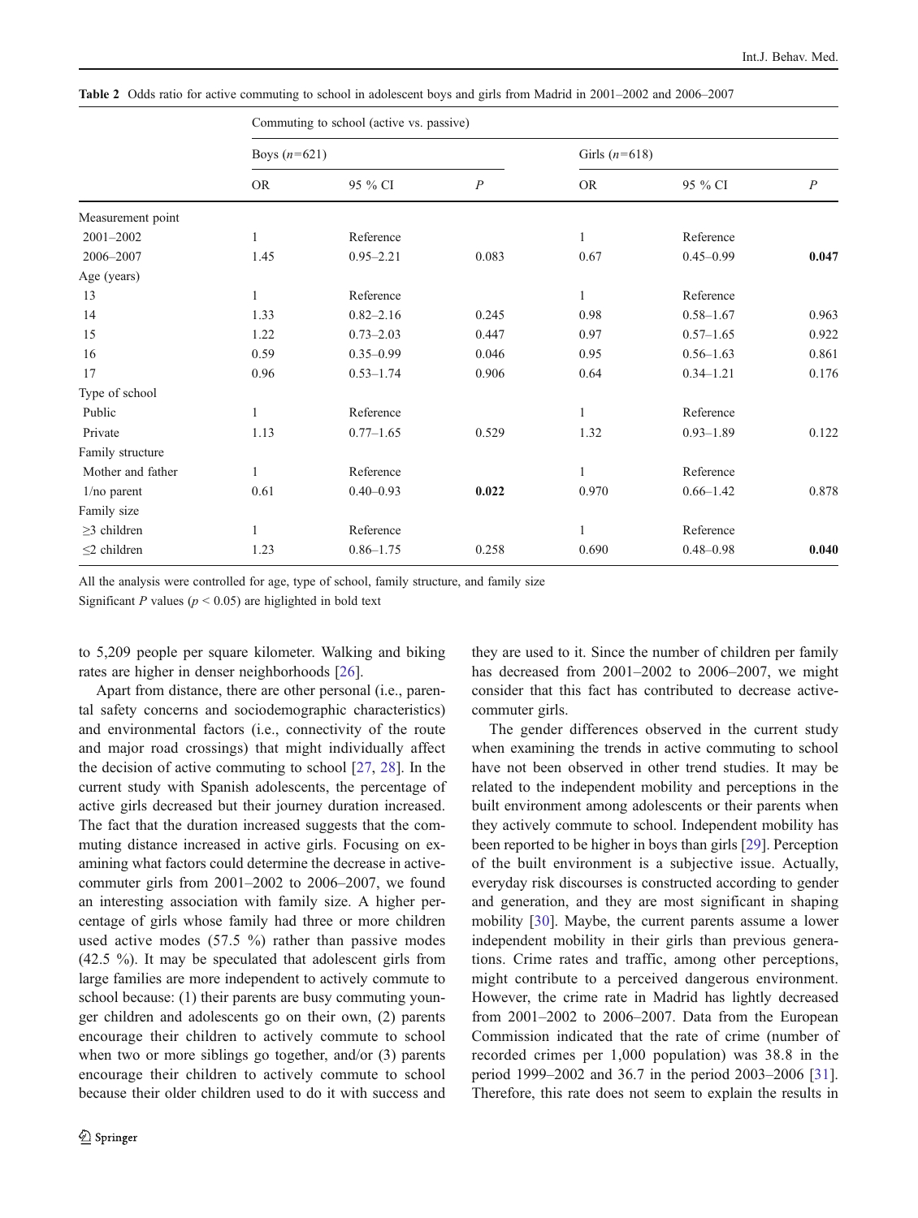**Table 2** Odds ratio for active commuting to school in adolescent boys and girls from Madrid in 2001–2002 and 2006–2007

| | Commuting to school (active vs. passive) | | | | | |
|---|---|---|---|---|---|---|
| | Boys ($n$=621) | | | Girls ($n$=618) | | |
| | OR | 95 % CI | $P$ | OR | 95 % CI | $P$ |
| Measurement point | | | | | | |
| 2001–2002 | 1 | Reference | | 1 | Reference | |
| 2006–2007 | 1.45 | 0.95–2.21 | 0.083 | 0.67 | 0.45–0.99 | **0.047** |
| Age (years) | | | | | | |
| 13 | 1 | Reference | | 1 | Reference | |
| 14 | 1.33 | 0.82–2.16 | 0.245 | 0.98 | 0.58–1.67 | 0.963 |
| 15 | 1.22 | 0.73–2.03 | 0.447 | 0.97 | 0.57–1.65 | 0.922 |
| 16 | 0.59 | 0.35–0.99 | 0.046 | 0.95 | 0.56–1.63 | 0.861 |
| 17 | 0.96 | 0.53–1.74 | 0.906 | 0.64 | 0.34–1.21 | 0.176 |
| Type of school | | | | | | |
| Public | 1 | Reference | | 1 | Reference | |
| Private | 1.13 | 0.77–1.65 | 0.529 | 1.32 | 0.93–1.89 | 0.122 |
| Family structure | | | | | | |
| Mother and father | 1 | Reference | | 1 | Reference | |
| 1/no parent | 0.61 | 0.40–0.93 | **0.022** | 0.970 | 0.66–1.42 | 0.878 |
| Family size | | | | | | |
| ≥3 children | 1 | Reference | | 1 | Reference | |
| ≤2 children | 1.23 | 0.86–1.75 | 0.258 | 0.690 | 0.48–0.98 | **0.040** |

All the analysis were controlled for age, type of school, family structure, and family size

Significant $P$ values ($p < 0.05$) are higlighted in bold text

to 5,209 people per square kilometer. Walking and biking rates are higher in denser neighborhoods [26].

Apart from distance, there are other personal (i.e., parental safety concerns and sociodemographic characteristics) and environmental factors (i.e., connectivity of the route and major road crossings) that might individually affect the decision of active commuting to school [27, 28]. In the current study with Spanish adolescents, the percentage of active girls decreased but their journey duration increased. The fact that the duration increased suggests that the commuting distance increased in active girls. Focusing on examining what factors could determine the decrease in active-commuter girls from 2001–2002 to 2006–2007, we found an interesting association with family size. A higher percentage of girls whose family had three or more children used active modes (57.5 %) rather than passive modes (42.5 %). It may be speculated that adolescent girls from large families are more independent to actively commute to school because: (1) their parents are busy commuting younger children and adolescents go on their own, (2) parents encourage their children to actively commute to school when two or more siblings go together, and/or (3) parents encourage their children to actively commute to school because their older children used to do it with success and they are used to it. Since the number of children per family has decreased from 2001–2002 to 2006–2007, we might consider that this fact has contributed to decrease active-commuter girls.

The gender differences observed in the current study when examining the trends in active commuting to school have not been observed in other trend studies. It may be related to the independent mobility and perceptions in the built environment among adolescents or their parents when they actively commute to school. Independent mobility has been reported to be higher in boys than girls [29]. Perception of the built environment is a subjective issue. Actually, everyday risk discourses is constructed according to gender and generation, and they are most significant in shaping mobility [30]. Maybe, the current parents assume a lower independent mobility in their girls than previous generations. Crime rates and traffic, among other perceptions, might contribute to a perceived dangerous environment. However, the crime rate in Madrid has lightly decreased from 2001–2002 to 2006–2007. Data from the European Commission indicated that the rate of crime (number of recorded crimes per 1,000 population) was 38.8 in the period 1999–2002 and 36.7 in the period 2003–2006 [31]. Therefore, this rate does not seem to explain the results in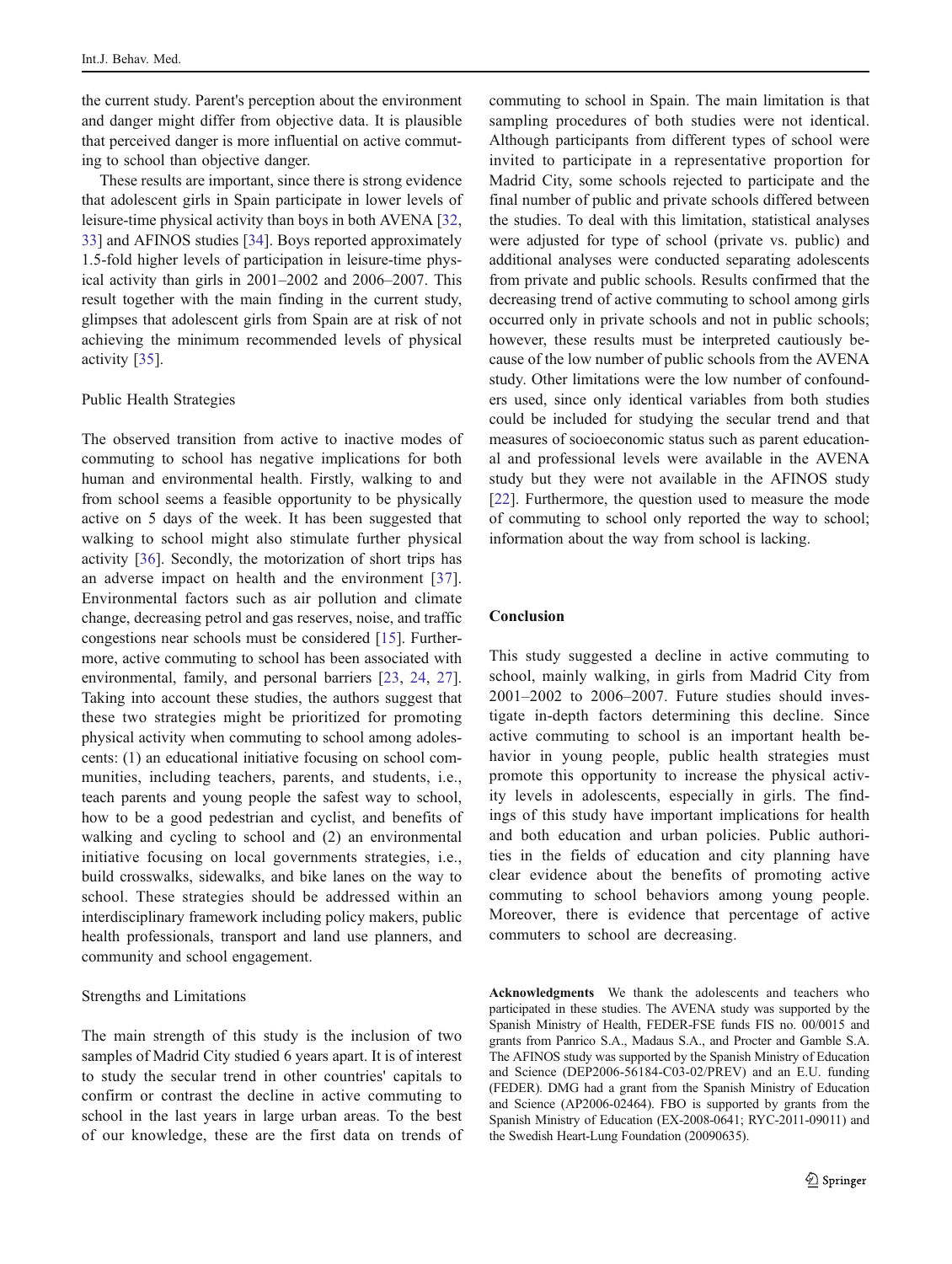the current study. Parent's perception about the environment and danger might differ from objective data. It is plausible that perceived danger is more influential on active commuting to school than objective danger.

These results are important, since there is strong evidence that adolescent girls in Spain participate in lower levels of leisure-time physical activity than boys in both AVENA [32, 33] and AFINOS studies [34]. Boys reported approximately 1.5-fold higher levels of participation in leisure-time physical activity than girls in 2001–2002 and 2006–2007. This result together with the main finding in the current study, glimpses that adolescent girls from Spain are at risk of not achieving the minimum recommended levels of physical activity [35].

### Public Health Strategies

The observed transition from active to inactive modes of commuting to school has negative implications for both human and environmental health. Firstly, walking to and from school seems a feasible opportunity to be physically active on 5 days of the week. It has been suggested that walking to school might also stimulate further physical activity [36]. Secondly, the motorization of short trips has an adverse impact on health and the environment [37]. Environmental factors such as air pollution and climate change, decreasing petrol and gas reserves, noise, and traffic congestions near schools must be considered [15]. Furthermore, active commuting to school has been associated with environmental, family, and personal barriers [23, 24, 27]. Taking into account these studies, the authors suggest that these two strategies might be prioritized for promoting physical activity when commuting to school among adolescents: (1) an educational initiative focusing on school communities, including teachers, parents, and students, i.e., teach parents and young people the safest way to school, how to be a good pedestrian and cyclist, and benefits of walking and cycling to school and (2) an environmental initiative focusing on local governments strategies, i.e., build crosswalks, sidewalks, and bike lanes on the way to school. These strategies should be addressed within an interdisciplinary framework including policy makers, public health professionals, transport and land use planners, and community and school engagement.

### Strengths and Limitations

The main strength of this study is the inclusion of two samples of Madrid City studied 6 years apart. It is of interest to study the secular trend in other countries' capitals to confirm or contrast the decline in active commuting to school in the last years in large urban areas. To the best of our knowledge, these are the first data on trends of commuting to school in Spain. The main limitation is that sampling procedures of both studies were not identical. Although participants from different types of school were invited to participate in a representative proportion for Madrid City, some schools rejected to participate and the final number of public and private schools differed between the studies. To deal with this limitation, statistical analyses were adjusted for type of school (private vs. public) and additional analyses were conducted separating adolescents from private and public schools. Results confirmed that the decreasing trend of active commuting to school among girls occurred only in private schools and not in public schools; however, these results must be interpreted cautiously because of the low number of public schools from the AVENA study. Other limitations were the low number of confounders used, since only identical variables from both studies could be included for studying the secular trend and that measures of socioeconomic status such as parent educational and professional levels were available in the AVENA study but they were not available in the AFINOS study [22]. Furthermore, the question used to measure the mode of commuting to school only reported the way to school; information about the way from school is lacking.

## Conclusion

This study suggested a decline in active commuting to school, mainly walking, in girls from Madrid City from 2001–2002 to 2006–2007. Future studies should investigate in-depth factors determining this decline. Since active commuting to school is an important health behavior in young people, public health strategies must promote this opportunity to increase the physical activity levels in adolescents, especially in girls. The findings of this study have important implications for health and both education and urban policies. Public authorities in the fields of education and city planning have clear evidence about the benefits of promoting active commuting to school behaviors among young people. Moreover, there is evidence that percentage of active commuters to school are decreasing.

**Acknowledgments** We thank the adolescents and teachers who participated in these studies. The AVENA study was supported by the Spanish Ministry of Health, FEDER-FSE funds FIS no. 00/0015 and grants from Panrico S.A., Madaus S.A., and Procter and Gamble S.A. The AFINOS study was supported by the Spanish Ministry of Education and Science (DEP2006-56184-C03-02/PREV) and an E.U. funding (FEDER). DMG had a grant from the Spanish Ministry of Education and Science (AP2006-02464). FBO is supported by grants from the Spanish Ministry of Education (EX-2008-0641; RYC-2011-09011) and the Swedish Heart-Lung Foundation (20090635).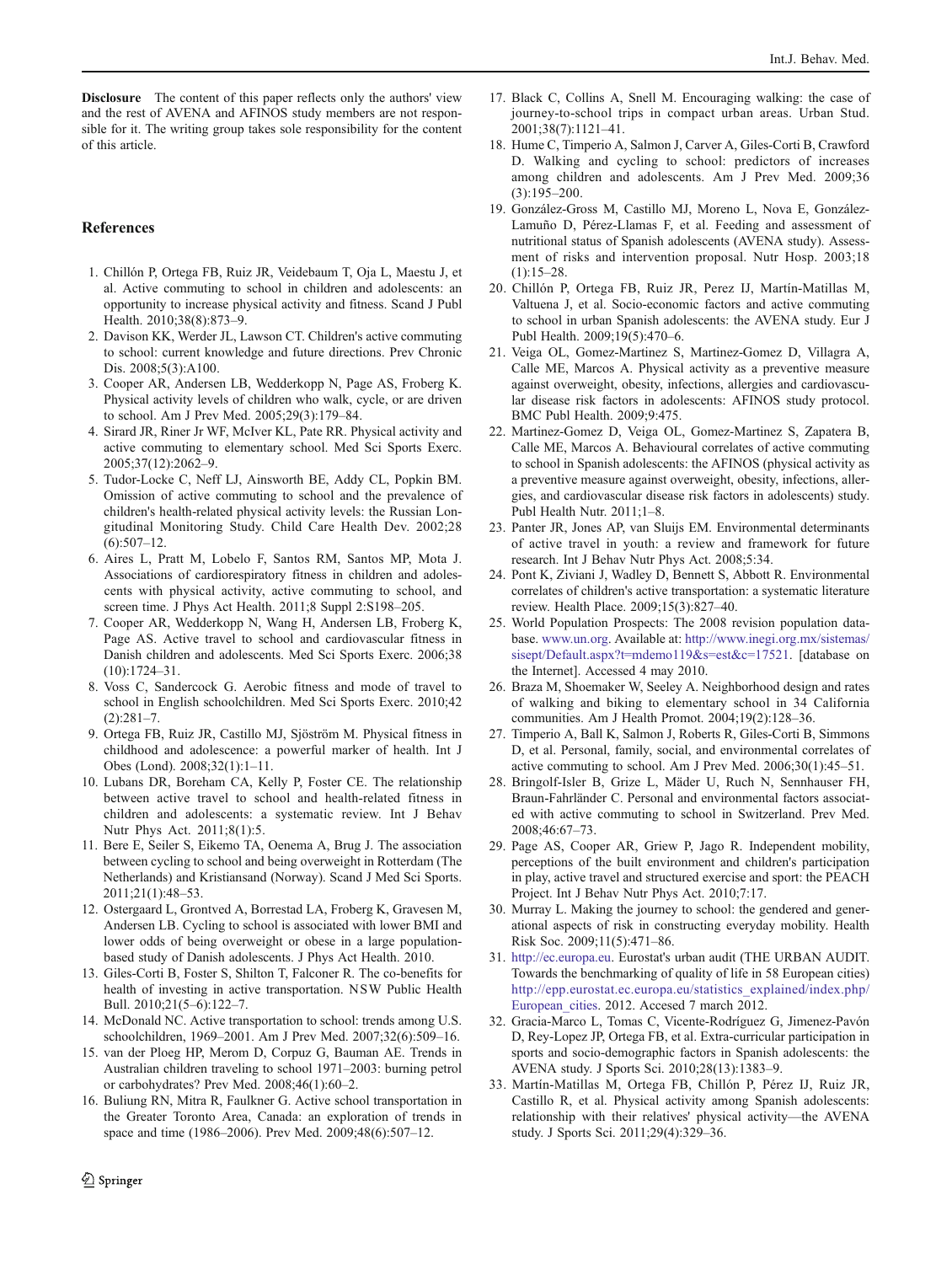**Disclosure** The content of this paper reflects only the authors' view and the rest of AVENA and AFINOS study members are not responsible for it. The writing group takes sole responsibility for the content of this article.

## References

1. Chillón P, Ortega FB, Ruiz JR, Veidebaum T, Oja L, Maestu J, et al. Active commuting to school in children and adolescents: an opportunity to increase physical activity and fitness. Scand J Publ Health. 2010;38(8):873–9.
2. Davison KK, Werder JL, Lawson CT. Children's active commuting to school: current knowledge and future directions. Prev Chronic Dis. 2008;5(3):A100.
3. Cooper AR, Andersen LB, Wedderkopp N, Page AS, Froberg K. Physical activity levels of children who walk, cycle, or are driven to school. Am J Prev Med. 2005;29(3):179–84.
4. Sirard JR, Riner Jr WF, McIver KL, Pate RR. Physical activity and active commuting to elementary school. Med Sci Sports Exerc. 2005;37(12):2062–9.
5. Tudor-Locke C, Neff LJ, Ainsworth BE, Addy CL, Popkin BM. Omission of active commuting to school and the prevalence of children's health-related physical activity levels: the Russian Longitudinal Monitoring Study. Child Care Health Dev. 2002;28(6):507–12.
6. Aires L, Pratt M, Lobelo F, Santos RM, Santos MP, Mota J. Associations of cardiorespiratory fitness in children and adolescents with physical activity, active commuting to school, and screen time. J Phys Act Health. 2011;8 Suppl 2:S198–205.
7. Cooper AR, Wedderkopp N, Wang H, Andersen LB, Froberg K, Page AS. Active travel to school and cardiovascular fitness in Danish children and adolescents. Med Sci Sports Exerc. 2006;38(10):1724–31.
8. Voss C, Sandercock G. Aerobic fitness and mode of travel to school in English schoolchildren. Med Sci Sports Exerc. 2010;42(2):281–7.
9. Ortega FB, Ruiz JR, Castillo MJ, Sjöström M. Physical fitness in childhood and adolescence: a powerful marker of health. Int J Obes (Lond). 2008;32(1):1–11.
10. Lubans DR, Boreham CA, Kelly P, Foster CE. The relationship between active travel to school and health-related fitness in children and adolescents: a systematic review. Int J Behav Nutr Phys Act. 2011;8(1):5.
11. Bere E, Seiler S, Eikemo TA, Oenema A, Brug J. The association between cycling to school and being overweight in Rotterdam (The Netherlands) and Kristiansand (Norway). Scand J Med Sci Sports. 2011;21(1):48–53.
12. Ostergaard L, Grontved A, Borrestad LA, Froberg K, Gravesen M, Andersen LB. Cycling to school is associated with lower BMI and lower odds of being overweight or obese in a large population-based study of Danish adolescents. J Phys Act Health. 2010.
13. Giles-Corti B, Foster S, Shilton T, Falconer R. The co-benefits for health of investing in active transportation. NSW Public Health Bull. 2010;21(5–6):122–7.
14. McDonald NC. Active transportation to school: trends among U.S. schoolchildren, 1969–2001. Am J Prev Med. 2007;32(6):509–16.
15. van der Ploeg HP, Merom D, Corpuz G, Bauman AE. Trends in Australian children traveling to school 1971–2003: burning petrol or carbohydrates? Prev Med. 2008;46(1):60–2.
16. Buliung RN, Mitra R, Faulkner G. Active school transportation in the Greater Toronto Area, Canada: an exploration of trends in space and time (1986–2006). Prev Med. 2009;48(6):507–12.
17. Black C, Collins A, Snell M. Encouraging walking: the case of journey-to-school trips in compact urban areas. Urban Stud. 2001;38(7):1121–41.
18. Hume C, Timperio A, Salmon J, Carver A, Giles-Corti B, Crawford D. Walking and cycling to school: predictors of increases among children and adolescents. Am J Prev Med. 2009;36(3):195–200.
19. González-Gross M, Castillo MJ, Moreno L, Nova E, González-Lamuño D, Pérez-Llamas F, et al. Feeding and assessment of nutritional status of Spanish adolescents (AVENA study). Assessment of risks and intervention proposal. Nutr Hosp. 2003;18(1):15–28.
20. Chillón P, Ortega FB, Ruiz JR, Perez IJ, Martín-Matillas M, Valtuena J, et al. Socio-economic factors and active commuting to school in urban Spanish adolescents: the AVENA study. Eur J Publ Health. 2009;19(5):470–6.
21. Veiga OL, Gomez-Martinez S, Martinez-Gomez D, Villagra A, Calle ME, Marcos A. Physical activity as a preventive measure against overweight, obesity, infections, allergies and cardiovascular disease risk factors in adolescents: AFINOS study protocol. BMC Publ Health. 2009;9:475.
22. Martinez-Gomez D, Veiga OL, Gomez-Martinez S, Zapatera B, Calle ME, Marcos A. Behavioural correlates of active commuting to school in Spanish adolescents: the AFINOS (physical activity as a preventive measure against overweight, obesity, infections, allergies, and cardiovascular disease risk factors in adolescents) study. Publ Health Nutr. 2011;1–8.
23. Panter JR, Jones AP, van Sluijs EM. Environmental determinants of active travel in youth: a review and framework for future research. Int J Behav Nutr Phys Act. 2008;5:34.
24. Pont K, Ziviani J, Wadley D, Bennett S, Abbott R. Environmental correlates of children's active transportation: a systematic literature review. Health Place. 2009;15(3):827–40.
25. World Population Prospects: The 2008 revision population database. www.un.org. Available at: http://www.inegi.org.mx/sistemas/sisept/Default.aspx?t=mdemo119&s=est&c=17521. [database on the Internet]. Accessed 4 may 2010.
26. Braza M, Shoemaker W, Seeley A. Neighborhood design and rates of walking and biking to elementary school in 34 California communities. Am J Health Promot. 2004;19(2):128–36.
27. Timperio A, Ball K, Salmon J, Roberts R, Giles-Corti B, Simmons D, et al. Personal, family, social, and environmental correlates of active commuting to school. Am J Prev Med. 2006;30(1):45–51.
28. Bringolf-Isler B, Grize L, Mäder U, Ruch N, Sennhauser FH, Braun-Fahrländer C. Personal and environmental factors associated with active commuting to school in Switzerland. Prev Med. 2008;46:67–73.
29. Page AS, Cooper AR, Griew P, Jago R. Independent mobility, perceptions of the built environment and children's participation in play, active travel and structured exercise and sport: the PEACH Project. Int J Behav Nutr Phys Act. 2010;7:17.
30. Murray L. Making the journey to school: the gendered and generational aspects of risk in constructing everyday mobility. Health Risk Soc. 2009;11(5):471–86.
31. http://ec.europa.eu. Eurostat's urban audit (THE URBAN AUDIT. Towards the benchmarking of quality of life in 58 European cities) http://epp.eurostat.ec.europa.eu/statistics_explained/index.php/European_cities. 2012. Accesed 7 march 2012.
32. Gracia-Marco L, Tomas C, Vicente-Rodríguez G, Jimenez-Pavón D, Rey-Lopez JP, Ortega FB, et al. Extra-curricular participation in sports and socio-demographic factors in Spanish adolescents: the AVENA study. J Sports Sci. 2010;28(13):1383–9.
33. Martín-Matillas M, Ortega FB, Chillón P, Pérez IJ, Ruiz JR, Castillo R, et al. Physical activity among Spanish adolescents: relationship with their relatives' physical activity—the AVENA study. J Sports Sci. 2011;29(4):329–36.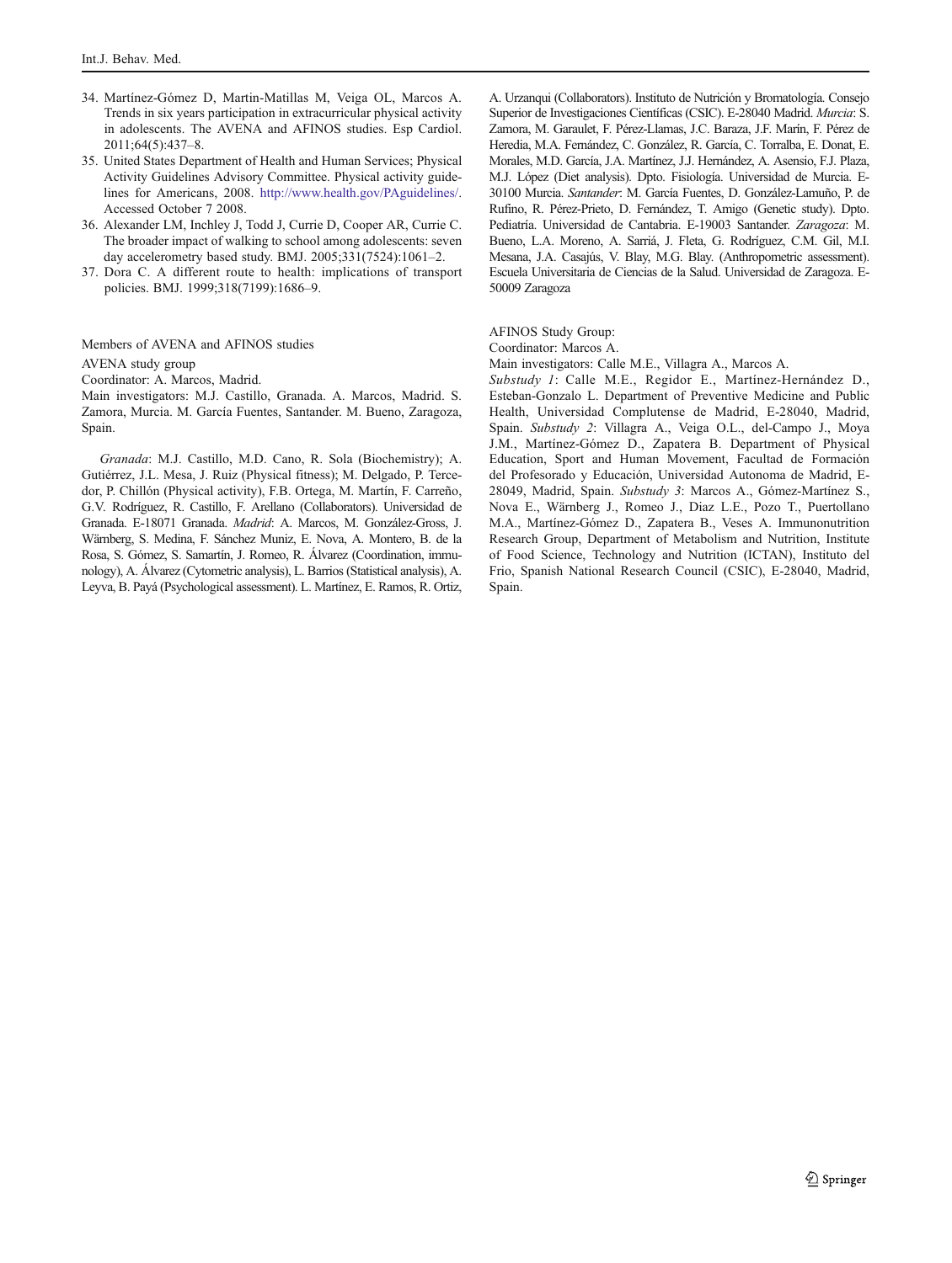34. Martínez-Gómez D, Martin-Matillas M, Veiga OL, Marcos A. Trends in six years participation in extracurricular physical activity in adolescents. The AVENA and AFINOS studies. Esp Cardiol. 2011;64(5):437–8.
35. United States Department of Health and Human Services; Physical Activity Guidelines Advisory Committee. Physical activity guidelines for Americans, 2008. http://www.health.gov/PAguidelines/. Accessed October 7 2008.
36. Alexander LM, Inchley J, Todd J, Currie D, Cooper AR, Currie C. The broader impact of walking to school among adolescents: seven day accelerometry based study. BMJ. 2005;331(7524):1061–2.
37. Dora C. A different route to health: implications of transport policies. BMJ. 1999;318(7199):1686–9.

Members of AVENA and AFINOS studies

AVENA study group

Coordinator: A. Marcos, Madrid.

Main investigators: M.J. Castillo, Granada. A. Marcos, Madrid. S. Zamora, Murcia. M. García Fuentes, Santander. M. Bueno, Zaragoza, Spain.

*Granada*: M.J. Castillo, M.D. Cano, R. Sola (Biochemistry); A. Gutiérrez, J.L. Mesa, J. Ruiz (Physical fitness); M. Delgado, P. Tercedor, P. Chillón (Physical activity), F.B. Ortega, M. Martín, F. Carreño, G.V. Rodríguez, R. Castillo, F. Arellano (Collaborators). Universidad de Granada. E-18071 Granada. *Madrid*: A. Marcos, M. González-Gross, J. Wärnberg, S. Medina, F. Sánchez Muniz, E. Nova, A. Montero, B. de la Rosa, S. Gómez, S. Samartín, J. Romeo, R. Álvarez (Coordination, immunology), A. Álvarez (Cytometric analysis), L. Barrios (Statistical analysis), A. Leyva, B. Payá (Psychological assessment). L. Martínez, E. Ramos, R. Ortiz, A. Urzanqui (Collaborators). Instituto de Nutrición y Bromatología. Consejo Superior de Investigaciones Científicas (CSIC). E-28040 Madrid. *Murcia*: S. Zamora, M. Garaulet, F. Pérez-Llamas, J.C. Baraza, J.F. Marín, F. Pérez de Heredia, M.A. Fernández, C. González, R. García, C. Torralba, E. Donat, E. Morales, M.D. García, J.A. Martínez, J.J. Hernández, A. Asensio, F.J. Plaza, M.J. López (Diet analysis). Dpto. Fisiología. Universidad de Murcia. E-30100 Murcia. *Santander*: M. García Fuentes, D. González-Lamuño, P. de Rufino, R. Pérez-Prieto, D. Fernández, T. Amigo (Genetic study). Dpto. Pediatría. Universidad de Cantabria. E-19003 Santander. *Zaragoza*: M. Bueno, L.A. Moreno, A. Sarriá, J. Fleta, G. Rodríguez, C.M. Gil, M.I. Mesana, J.A. Casajús, V. Blay, M.G. Blay. (Anthropometric assessment). Escuela Universitaria de Ciencias de la Salud. Universidad de Zaragoza. E-50009 Zaragoza

AFINOS Study Group:

Coordinator: Marcos A.

Main investigators: Calle M.E., Villagra A., Marcos A.

*Substudy 1*: Calle M.E., Regidor E., Martínez-Hernández D., Esteban-Gonzalo L. Department of Preventive Medicine and Public Health, Universidad Complutense de Madrid, E-28040, Madrid, Spain. *Substudy 2*: Villagra A., Veiga O.L., del-Campo J., Moya J.M., Martínez-Gómez D., Zapatera B. Department of Physical Education, Sport and Human Movement, Facultad de Formación del Profesorado y Educación, Universidad Autonoma de Madrid, E-28049, Madrid, Spain. *Substudy 3*: Marcos A., Gómez-Martínez S., Nova E., Wärnberg J., Romeo J., Diaz L.E., Pozo T., Puertollano M.A., Martínez-Gómez D., Zapatera B., Veses A. Immunonutrition Research Group, Department of Metabolism and Nutrition, Institute of Food Science, Technology and Nutrition (ICTAN), Instituto del Frio, Spanish National Research Council (CSIC), E-28040, Madrid, Spain.